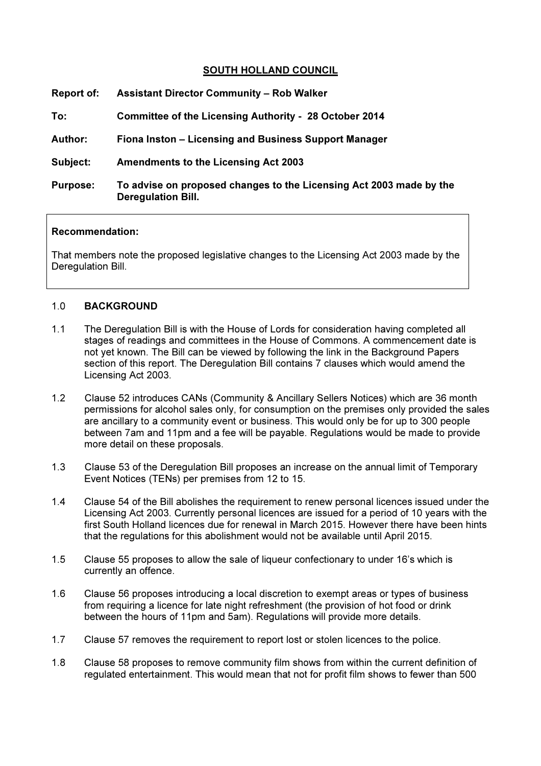# SOUTH HOLLAND COUNCIL

**Report of:** **Assistant Director Community – Rob Walker**

**To:** **Committee of the Licensing Authority - 28 October 2014**

**Author:** **Fiona Inston – Licensing and Business Support Manager**

**Subject:** **Amendments to the Licensing Act 2003**

**Purpose:** **To advise on proposed changes to the Licensing Act 2003 made by the Deregulation Bill.**

**Recommendation:**

That members note the proposed legislative changes to the Licensing Act 2003 made by the Deregulation Bill.

## 1.0 BACKGROUND

1.1 The Deregulation Bill is with the House of Lords for consideration having completed all stages of readings and committees in the House of Commons. A commencement date is not yet known. The Bill can be viewed by following the link in the Background Papers section of this report. The Deregulation Bill contains 7 clauses which would amend the Licensing Act 2003.

1.2 Clause 52 introduces CANs (Community & Ancillary Sellers Notices) which are 36 month permissions for alcohol sales only, for consumption on the premises only provided the sales are ancillary to a community event or business. This would only be for up to 300 people between 7am and 11pm and a fee will be payable. Regulations would be made to provide more detail on these proposals.

1.3 Clause 53 of the Deregulation Bill proposes an increase on the annual limit of Temporary Event Notices (TENs) per premises from 12 to 15.

1.4 Clause 54 of the Bill abolishes the requirement to renew personal licences issued under the Licensing Act 2003. Currently personal licences are issued for a period of 10 years with the first South Holland licences due for renewal in March 2015. However there have been hints that the regulations for this abolishment would not be available until April 2015.

1.5 Clause 55 proposes to allow the sale of liqueur confectionary to under 16's which is currently an offence.

1.6 Clause 56 proposes introducing a local discretion to exempt areas or types of business from requiring a licence for late night refreshment (the provision of hot food or drink between the hours of 11pm and 5am). Regulations will provide more details.

1.7 Clause 57 removes the requirement to report lost or stolen licences to the police.

1.8 Clause 58 proposes to remove community film shows from within the current definition of regulated entertainment. This would mean that not for profit film shows to fewer than 500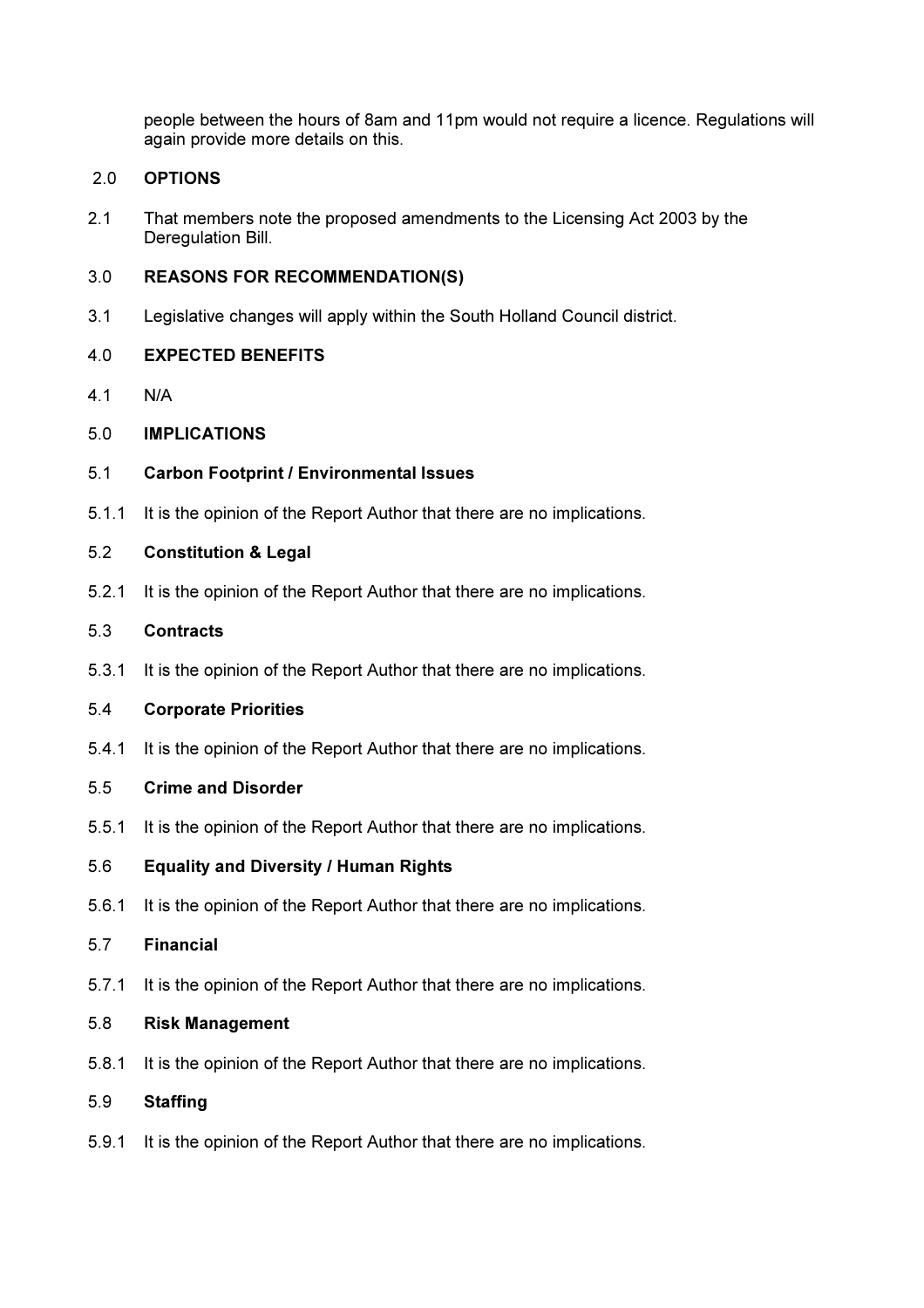people between the hours of 8am and 11pm would not require a licence. Regulations will again provide more details on this.

## 2.0 OPTIONS

2.1 That members note the proposed amendments to the Licensing Act 2003 by the Deregulation Bill.

## 3.0 REASONS FOR RECOMMENDATION(S)

3.1 Legislative changes will apply within the South Holland Council district.

## 4.0 EXPECTED BENEFITS

4.1 N/A

## 5.0 IMPLICATIONS

### 5.1 Carbon Footprint / Environmental Issues

5.1.1 It is the opinion of the Report Author that there are no implications.

### 5.2 Constitution & Legal

5.2.1 It is the opinion of the Report Author that there are no implications.

### 5.3 Contracts

5.3.1 It is the opinion of the Report Author that there are no implications.

### 5.4 Corporate Priorities

5.4.1 It is the opinion of the Report Author that there are no implications.

### 5.5 Crime and Disorder

5.5.1 It is the opinion of the Report Author that there are no implications.

### 5.6 Equality and Diversity / Human Rights

5.6.1 It is the opinion of the Report Author that there are no implications.

### 5.7 Financial

5.7.1 It is the opinion of the Report Author that there are no implications.

### 5.8 Risk Management

5.8.1 It is the opinion of the Report Author that there are no implications.

### 5.9 Staffing

5.9.1 It is the opinion of the Report Author that there are no implications.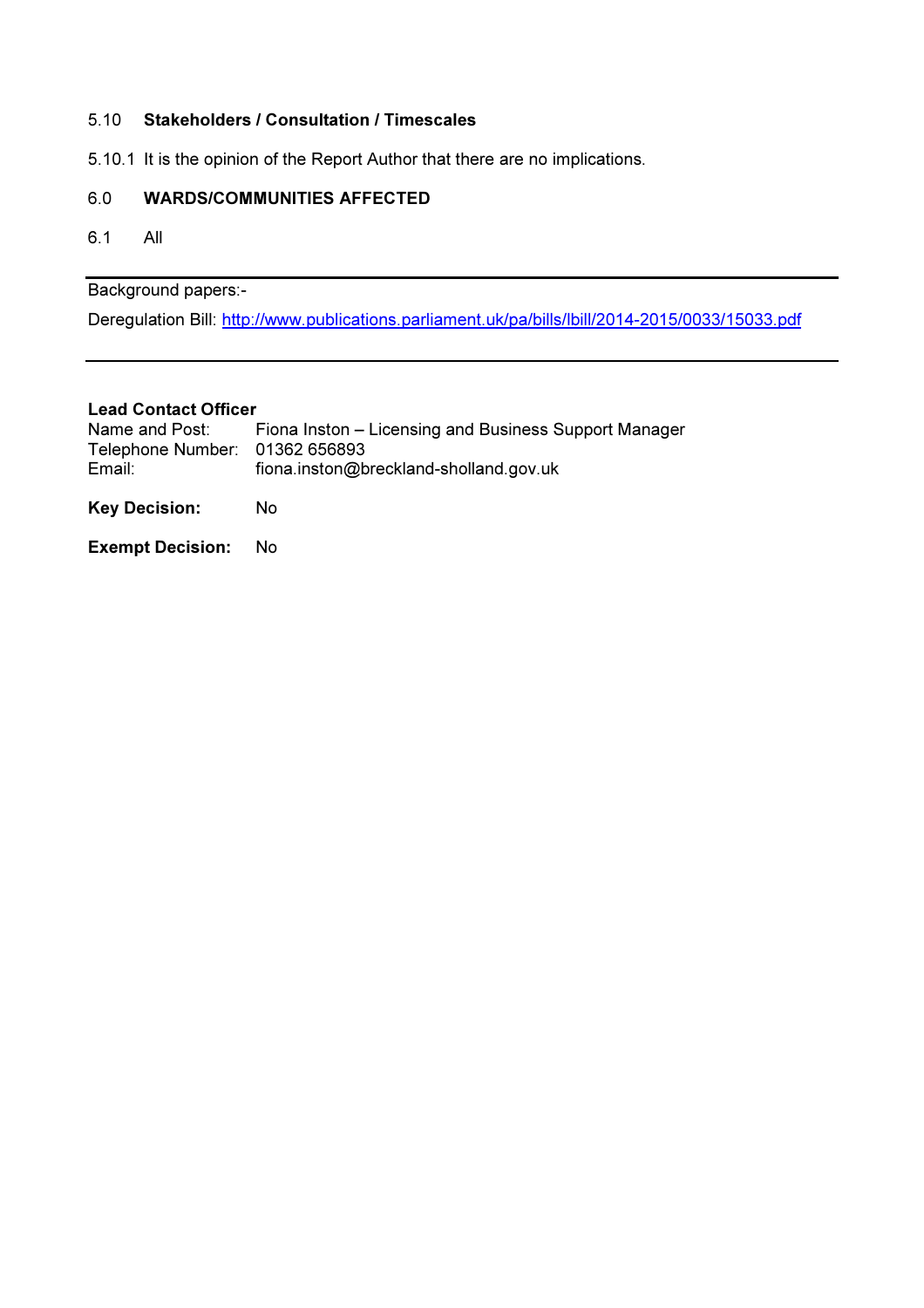5.10 **Stakeholders / Consultation / Timescales**

5.10.1 It is the opinion of the Report Author that there are no implications.

6.0 **WARDS/COMMUNITIES AFFECTED**

6.1 All

---

Background papers:-

Deregulation Bill: http://www.publications.parliament.uk/pa/bills/lbill/2014-2015/0033/15033.pdf

---

**Lead Contact Officer**

| | |
|---|---|
| Name and Post: | Fiona Inston – Licensing and Business Support Manager |
| Telephone Number: | 01362 656893 |
| Email: | fiona.inston@breckland-sholland.gov.uk |

**Key Decision:** No

**Exempt Decision:** No